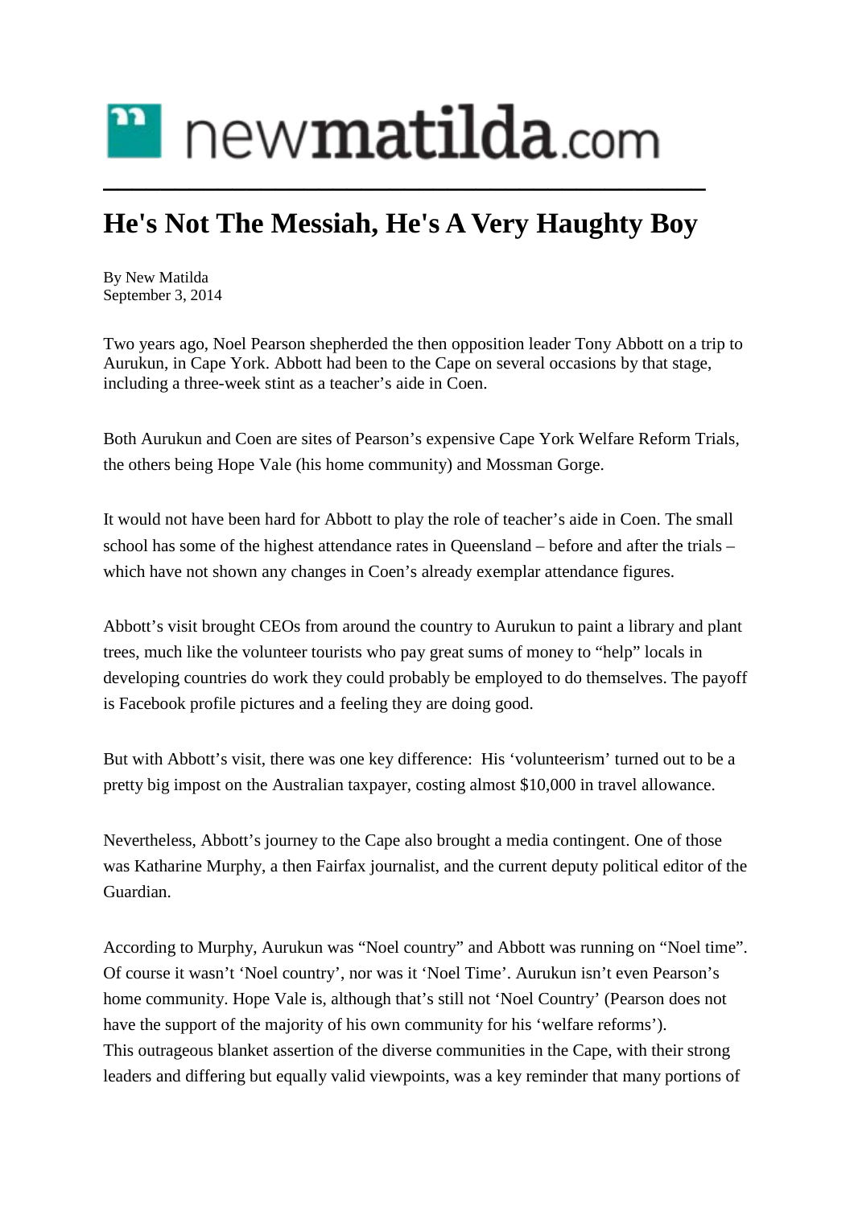newmatilda.com

# He's Not The Messiah, He's A Very Haughty Boy

By New Matilda
September 3, 2014

Two years ago, Noel Pearson shepherded the then opposition leader Tony Abbott on a trip to Aurukun, in Cape York. Abbott had been to the Cape on several occasions by that stage, including a three-week stint as a teacher's aide in Coen.

Both Aurukun and Coen are sites of Pearson's expensive Cape York Welfare Reform Trials, the others being Hope Vale (his home community) and Mossman Gorge.

It would not have been hard for Abbott to play the role of teacher's aide in Coen. The small school has some of the highest attendance rates in Queensland – before and after the trials – which have not shown any changes in Coen's already exemplar attendance figures.

Abbott's visit brought CEOs from around the country to Aurukun to paint a library and plant trees, much like the volunteer tourists who pay great sums of money to "help" locals in developing countries do work they could probably be employed to do themselves. The payoff is Facebook profile pictures and a feeling they are doing good.

But with Abbott's visit, there was one key difference: His 'volunteerism' turned out to be a pretty big impost on the Australian taxpayer, costing almost $10,000 in travel allowance.

Nevertheless, Abbott's journey to the Cape also brought a media contingent. One of those was Katharine Murphy, a then Fairfax journalist, and the current deputy political editor of the Guardian.

According to Murphy, Aurukun was "Noel country" and Abbott was running on "Noel time". Of course it wasn't 'Noel country', nor was it 'Noel Time'. Aurukun isn't even Pearson's home community. Hope Vale is, although that's still not 'Noel Country' (Pearson does not have the support of the majority of his own community for his 'welfare reforms').
This outrageous blanket assertion of the diverse communities in the Cape, with their strong leaders and differing but equally valid viewpoints, was a key reminder that many portions of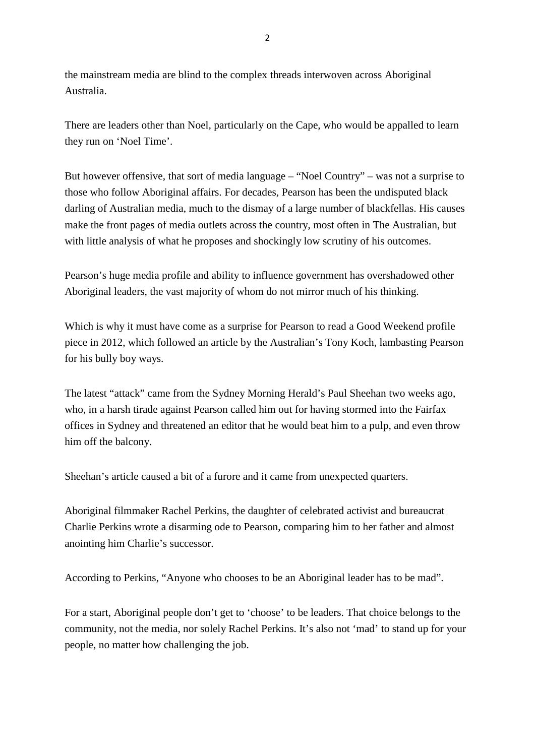the mainstream media are blind to the complex threads interwoven across Aboriginal Australia.

There are leaders other than Noel, particularly on the Cape, who would be appalled to learn they run on 'Noel Time'.

But however offensive, that sort of media language – "Noel Country" – was not a surprise to those who follow Aboriginal affairs. For decades, Pearson has been the undisputed black darling of Australian media, much to the dismay of a large number of blackfellas. His causes make the front pages of media outlets across the country, most often in The Australian, but with little analysis of what he proposes and shockingly low scrutiny of his outcomes.

Pearson's huge media profile and ability to influence government has overshadowed other Aboriginal leaders, the vast majority of whom do not mirror much of his thinking.

Which is why it must have come as a surprise for Pearson to read a Good Weekend profile piece in 2012, which followed an article by the Australian's Tony Koch, lambasting Pearson for his bully boy ways.

The latest "attack" came from the Sydney Morning Herald's Paul Sheehan two weeks ago, who, in a harsh tirade against Pearson called him out for having stormed into the Fairfax offices in Sydney and threatened an editor that he would beat him to a pulp, and even throw him off the balcony.

Sheehan's article caused a bit of a furore and it came from unexpected quarters.

Aboriginal filmmaker Rachel Perkins, the daughter of celebrated activist and bureaucrat Charlie Perkins wrote a disarming ode to Pearson, comparing him to her father and almost anointing him Charlie's successor.

According to Perkins, "Anyone who chooses to be an Aboriginal leader has to be mad".

For a start, Aboriginal people don't get to 'choose' to be leaders. That choice belongs to the community, not the media, nor solely Rachel Perkins. It's also not 'mad' to stand up for your people, no matter how challenging the job.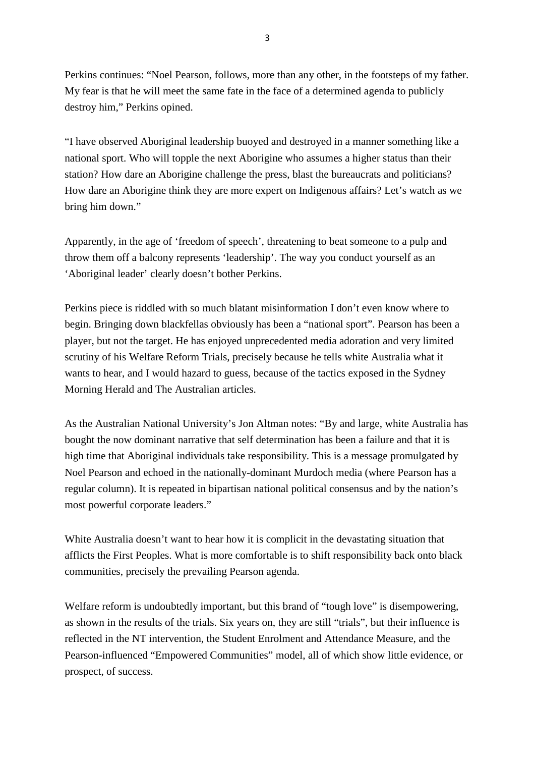Perkins continues: "Noel Pearson, follows, more than any other, in the footsteps of my father. My fear is that he will meet the same fate in the face of a determined agenda to publicly destroy him," Perkins opined.

"I have observed Aboriginal leadership buoyed and destroyed in a manner something like a national sport. Who will topple the next Aborigine who assumes a higher status than their station? How dare an Aborigine challenge the press, blast the bureaucrats and politicians? How dare an Aborigine think they are more expert on Indigenous affairs? Let's watch as we bring him down."

Apparently, in the age of 'freedom of speech', threatening to beat someone to a pulp and throw them off a balcony represents 'leadership'. The way you conduct yourself as an 'Aboriginal leader' clearly doesn't bother Perkins.

Perkins piece is riddled with so much blatant misinformation I don't even know where to begin. Bringing down blackfellas obviously has been a "national sport". Pearson has been a player, but not the target. He has enjoyed unprecedented media adoration and very limited scrutiny of his Welfare Reform Trials, precisely because he tells white Australia what it wants to hear, and I would hazard to guess, because of the tactics exposed in the Sydney Morning Herald and The Australian articles.

As the Australian National University's Jon Altman notes: "By and large, white Australia has bought the now dominant narrative that self determination has been a failure and that it is high time that Aboriginal individuals take responsibility. This is a message promulgated by Noel Pearson and echoed in the nationally-dominant Murdoch media (where Pearson has a regular column). It is repeated in bipartisan national political consensus and by the nation's most powerful corporate leaders."

White Australia doesn't want to hear how it is complicit in the devastating situation that afflicts the First Peoples. What is more comfortable is to shift responsibility back onto black communities, precisely the prevailing Pearson agenda.

Welfare reform is undoubtedly important, but this brand of "tough love" is disempowering, as shown in the results of the trials. Six years on, they are still "trials", but their influence is reflected in the NT intervention, the Student Enrolment and Attendance Measure, and the Pearson-influenced "Empowered Communities" model, all of which show little evidence, or prospect, of success.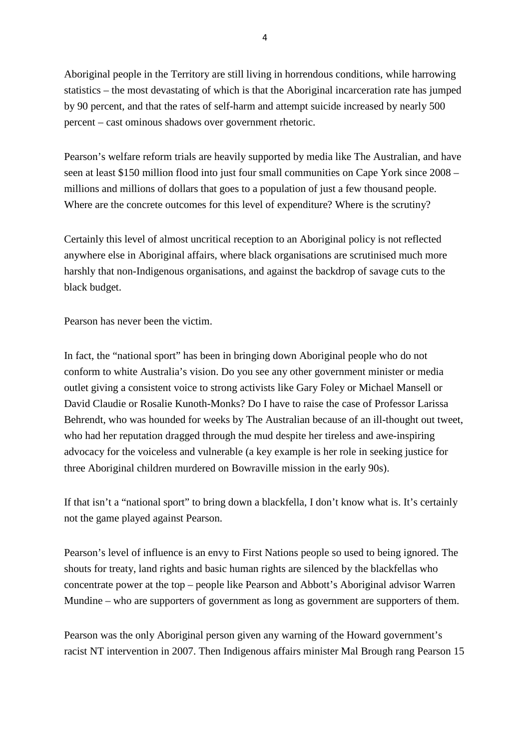Aboriginal people in the Territory are still living in horrendous conditions, while harrowing statistics – the most devastating of which is that the Aboriginal incarceration rate has jumped by 90 percent, and that the rates of self-harm and attempt suicide increased by nearly 500 percent – cast ominous shadows over government rhetoric.

Pearson's welfare reform trials are heavily supported by media like The Australian, and have seen at least $150 million flood into just four small communities on Cape York since 2008 – millions and millions of dollars that goes to a population of just a few thousand people. Where are the concrete outcomes for this level of expenditure? Where is the scrutiny?

Certainly this level of almost uncritical reception to an Aboriginal policy is not reflected anywhere else in Aboriginal affairs, where black organisations are scrutinised much more harshly that non-Indigenous organisations, and against the backdrop of savage cuts to the black budget.

Pearson has never been the victim.

In fact, the "national sport" has been in bringing down Aboriginal people who do not conform to white Australia's vision. Do you see any other government minister or media outlet giving a consistent voice to strong activists like Gary Foley or Michael Mansell or David Claudie or Rosalie Kunoth-Monks? Do I have to raise the case of Professor Larissa Behrendt, who was hounded for weeks by The Australian because of an ill-thought out tweet, who had her reputation dragged through the mud despite her tireless and awe-inspiring advocacy for the voiceless and vulnerable (a key example is her role in seeking justice for three Aboriginal children murdered on Bowraville mission in the early 90s).

If that isn't a "national sport" to bring down a blackfella, I don't know what is. It's certainly not the game played against Pearson.

Pearson's level of influence is an envy to First Nations people so used to being ignored. The shouts for treaty, land rights and basic human rights are silenced by the blackfellas who concentrate power at the top – people like Pearson and Abbott's Aboriginal advisor Warren Mundine – who are supporters of government as long as government are supporters of them.

Pearson was the only Aboriginal person given any warning of the Howard government's racist NT intervention in 2007. Then Indigenous affairs minister Mal Brough rang Pearson 15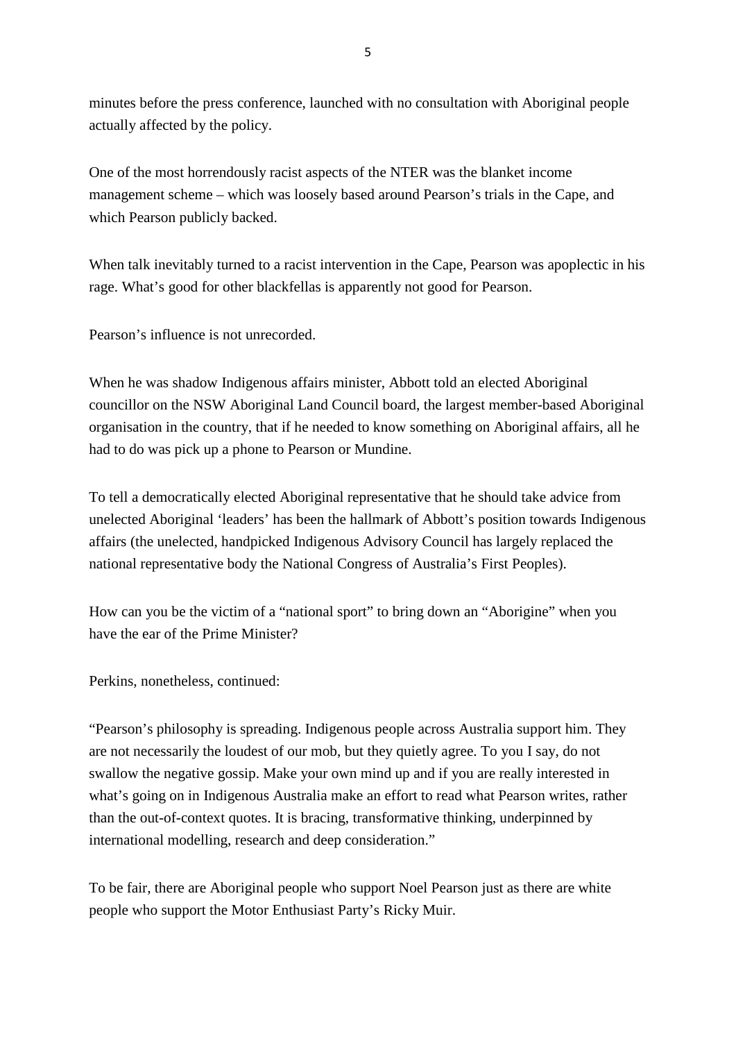minutes before the press conference, launched with no consultation with Aboriginal people actually affected by the policy.

One of the most horrendously racist aspects of the NTER was the blanket income management scheme – which was loosely based around Pearson's trials in the Cape, and which Pearson publicly backed.

When talk inevitably turned to a racist intervention in the Cape, Pearson was apoplectic in his rage. What's good for other blackfellas is apparently not good for Pearson.

Pearson's influence is not unrecorded.

When he was shadow Indigenous affairs minister, Abbott told an elected Aboriginal councillor on the NSW Aboriginal Land Council board, the largest member-based Aboriginal organisation in the country, that if he needed to know something on Aboriginal affairs, all he had to do was pick up a phone to Pearson or Mundine.

To tell a democratically elected Aboriginal representative that he should take advice from unelected Aboriginal 'leaders' has been the hallmark of Abbott's position towards Indigenous affairs (the unelected, handpicked Indigenous Advisory Council has largely replaced the national representative body the National Congress of Australia's First Peoples).

How can you be the victim of a "national sport" to bring down an "Aborigine" when you have the ear of the Prime Minister?

Perkins, nonetheless, continued:

"Pearson's philosophy is spreading. Indigenous people across Australia support him. They are not necessarily the loudest of our mob, but they quietly agree. To you I say, do not swallow the negative gossip. Make your own mind up and if you are really interested in what's going on in Indigenous Australia make an effort to read what Pearson writes, rather than the out-of-context quotes. It is bracing, transformative thinking, underpinned by international modelling, research and deep consideration."

To be fair, there are Aboriginal people who support Noel Pearson just as there are white people who support the Motor Enthusiast Party's Ricky Muir.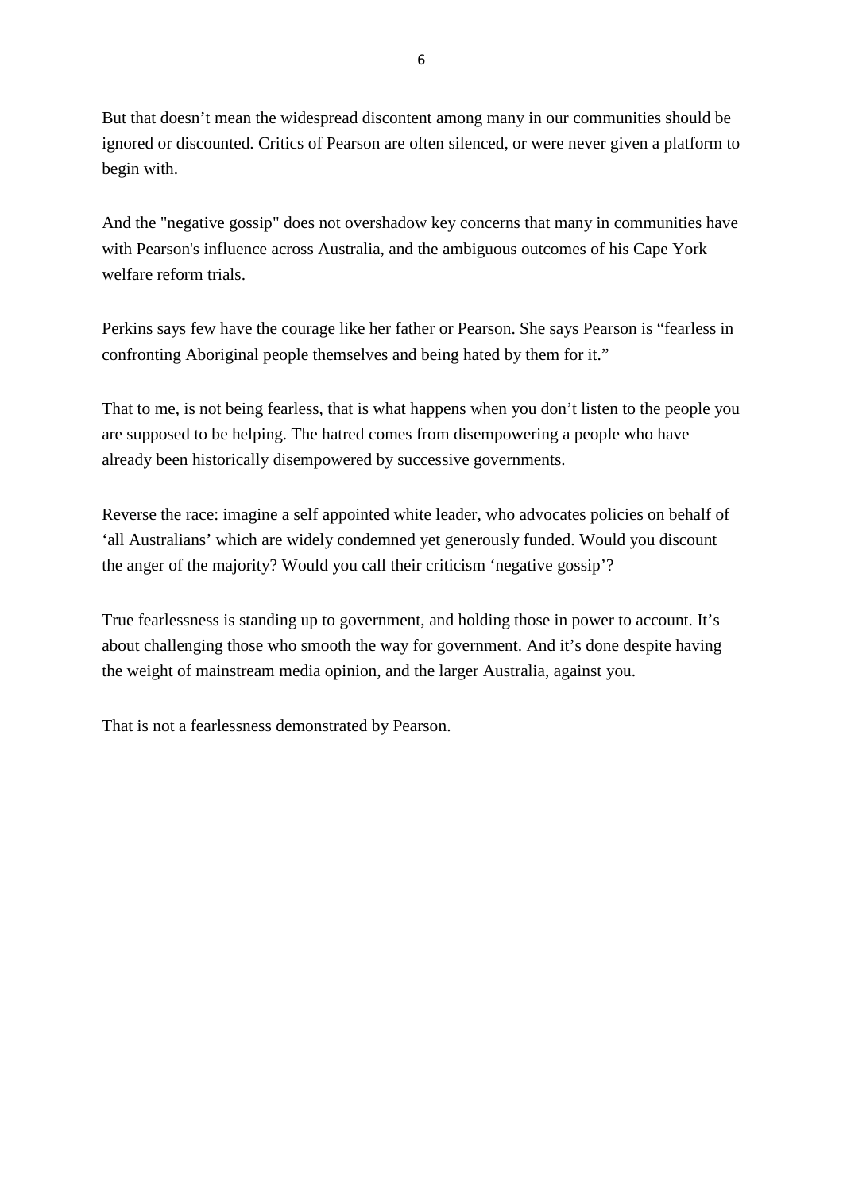But that doesn't mean the widespread discontent among many in our communities should be ignored or discounted. Critics of Pearson are often silenced, or were never given a platform to begin with.

And the "negative gossip" does not overshadow key concerns that many in communities have with Pearson's influence across Australia, and the ambiguous outcomes of his Cape York welfare reform trials.

Perkins says few have the courage like her father or Pearson. She says Pearson is "fearless in confronting Aboriginal people themselves and being hated by them for it."

That to me, is not being fearless, that is what happens when you don't listen to the people you are supposed to be helping. The hatred comes from disempowering a people who have already been historically disempowered by successive governments.

Reverse the race: imagine a self appointed white leader, who advocates policies on behalf of 'all Australians' which are widely condemned yet generously funded. Would you discount the anger of the majority? Would you call their criticism 'negative gossip'?

True fearlessness is standing up to government, and holding those in power to account. It's about challenging those who smooth the way for government. And it's done despite having the weight of mainstream media opinion, and the larger Australia, against you.

That is not a fearlessness demonstrated by Pearson.